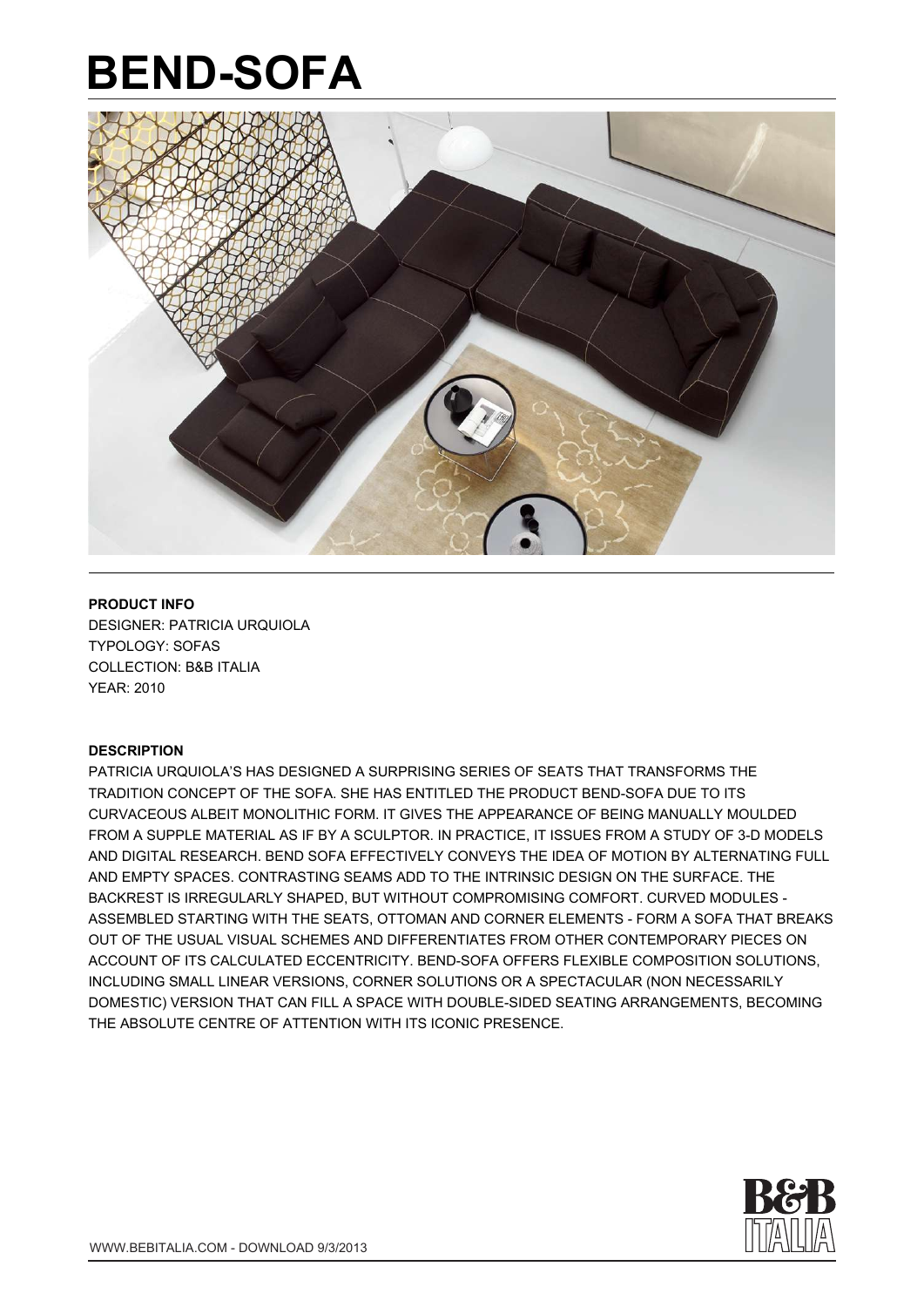# BEND-SOFA

**PRODUCT INFO**

DESIGNER: PATRICIA URQUIOLA
TYPOLOGY: SOFAS
COLLECTION: B&B ITALIA
YEAR: 2010

**DESCRIPTION**

PATRICIA URQUIOLA'S HAS DESIGNED A SURPRISING SERIES OF SEATS THAT TRANSFORMS THE TRADITION CONCEPT OF THE SOFA. SHE HAS ENTITLED THE PRODUCT BEND-SOFA DUE TO ITS CURVACEOUS ALBEIT MONOLITHIC FORM. IT GIVES THE APPEARANCE OF BEING MANUALLY MOULDED FROM A SUPPLE MATERIAL AS IF BY A SCULPTOR. IN PRACTICE, IT ISSUES FROM A STUDY OF 3-D MODELS AND DIGITAL RESEARCH. BEND SOFA EFFECTIVELY CONVEYS THE IDEA OF MOTION BY ALTERNATING FULL AND EMPTY SPACES. CONTRASTING SEAMS ADD TO THE INTRINSIC DESIGN ON THE SURFACE. THE BACKREST IS IRREGULARLY SHAPED, BUT WITHOUT COMPROMISING COMFORT. CURVED MODULES - ASSEMBLED STARTING WITH THE SEATS, OTTOMAN AND CORNER ELEMENTS - FORM A SOFA THAT BREAKS OUT OF THE USUAL VISUAL SCHEMES AND DIFFERENTIATES FROM OTHER CONTEMPORARY PIECES ON ACCOUNT OF ITS CALCULATED ECCENTRICITY. BEND-SOFA OFFERS FLEXIBLE COMPOSITION SOLUTIONS, INCLUDING SMALL LINEAR VERSIONS, CORNER SOLUTIONS OR A SPECTACULAR (NON NECESSARILY DOMESTIC) VERSION THAT CAN FILL A SPACE WITH DOUBLE-SIDED SEATING ARRANGEMENTS, BECOMING THE ABSOLUTE CENTRE OF ATTENTION WITH ITS ICONIC PRESENCE.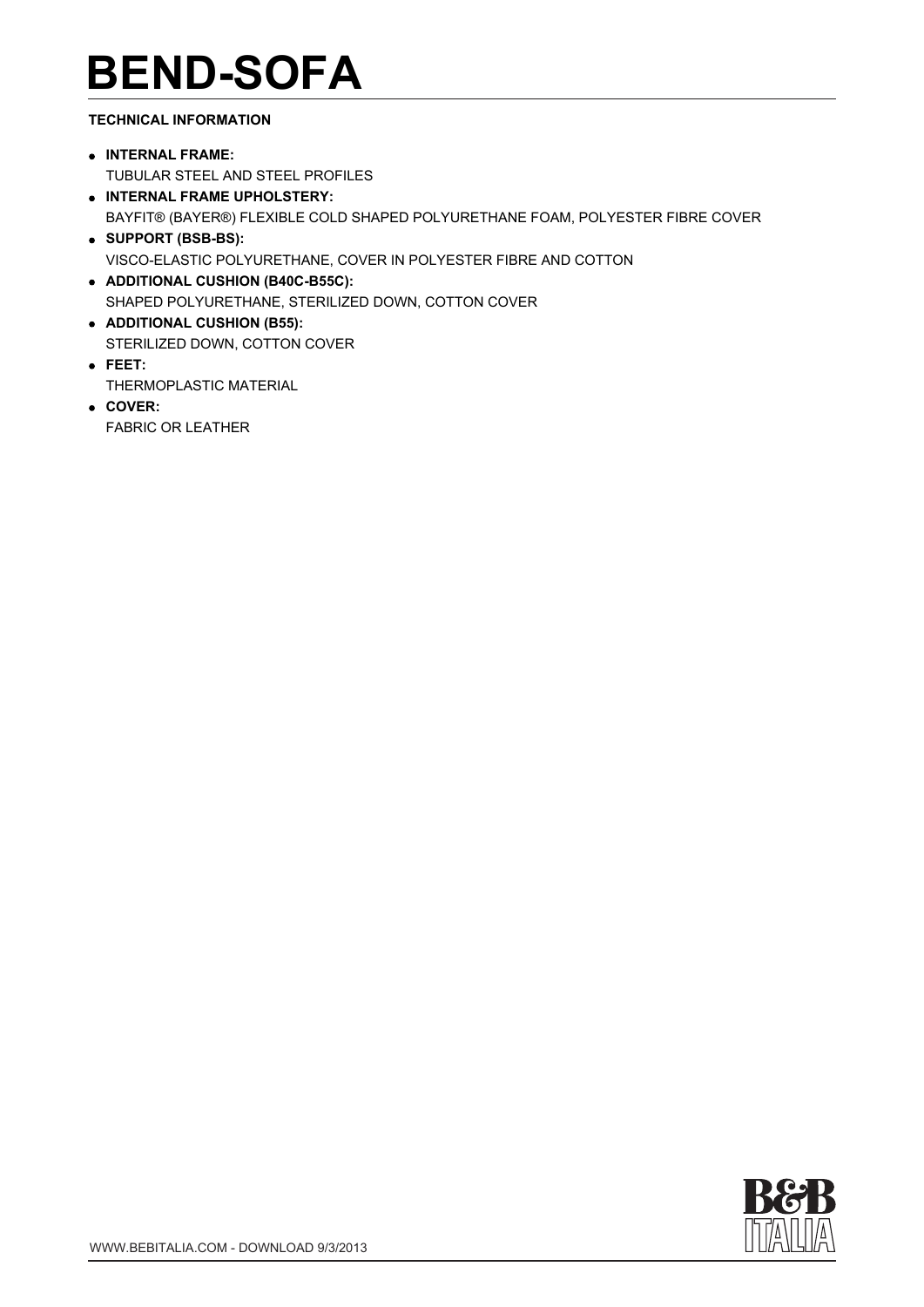# BEND-SOFA

**TECHNICAL INFORMATION**

- **INTERNAL FRAME:**
  TUBULAR STEEL AND STEEL PROFILES
- **INTERNAL FRAME UPHOLSTERY:**
  BAYFIT® (BAYER®) FLEXIBLE COLD SHAPED POLYURETHANE FOAM, POLYESTER FIBRE COVER
- **SUPPORT (BSB-BS):**
  VISCO-ELASTIC POLYURETHANE, COVER IN POLYESTER FIBRE AND COTTON
- **ADDITIONAL CUSHION (B40C-B55C):**
  SHAPED POLYURETHANE, STERILIZED DOWN, COTTON COVER
- **ADDITIONAL CUSHION (B55):**
  STERILIZED DOWN, COTTON COVER
- **FEET:**
  THERMOPLASTIC MATERIAL
- **COVER:**
  FABRIC OR LEATHER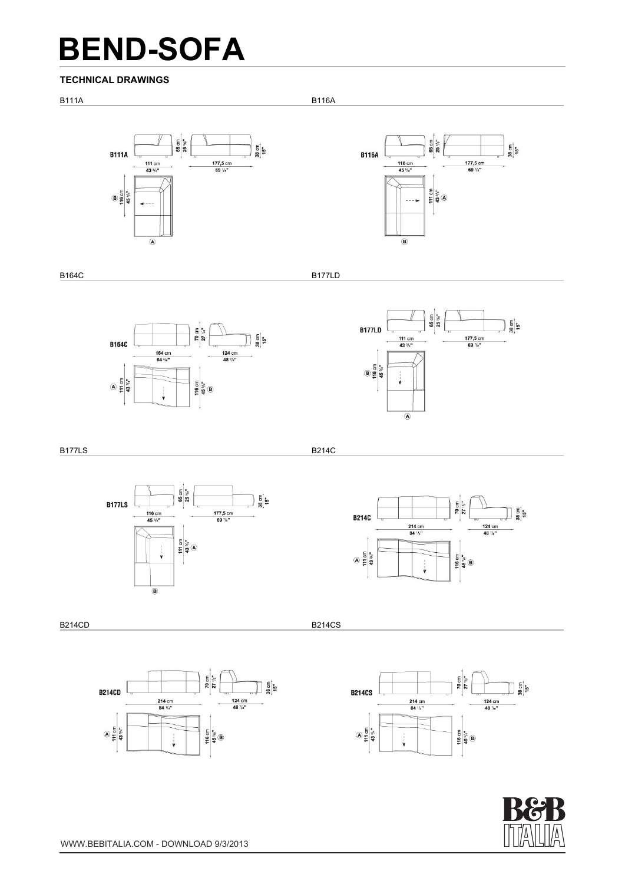# BEND-SOFA

**TECHNICAL DRAWINGS**

B111A

B111A

65 cm 25 5/8"

38 cm 15"

111 cm 43 3/4"

177,5 cm 69 7/8"

Ⓑ 116 cm 45 5/8"

Ⓐ

B116A

B116A

65 cm 25 5/8"

38 cm 15"

116 cm 45 5/8"

177,5 cm 69 7/8"

111 cm 43 3/4" Ⓐ

Ⓑ

B164C

B164C

70 cm 27 1/2"

38 cm 15"

164 cm 64 5/8"

124 cm 48 7/8"

Ⓐ 111 cm 43 3/4"

116 cm 45 5/8" Ⓑ

B177LD

B177LD

65 cm 25 5/8"

38 cm 15"

111 cm 43 3/4"

177,5 cm 69 7/8"

Ⓑ 116 cm 45 5/8"

Ⓐ

B177LS

B177LS

65 cm 25 5/8"

38 cm 15"

116 cm 45 5/8"

177,5 cm 69 7/8"

111 cm 43 3/4" Ⓐ

Ⓑ

B214C

B214C

70 cm 27 1/2"

38 cm 15"

214 cm 84 1/4"

124 cm 48 7/8"

Ⓐ 111 cm 43 3/4"

116 cm 45 5/8" Ⓑ

B214CD

B214CD

70 cm 27 1/2"

38 cm 15"

214 cm 84 1/4"

124 cm 48 7/8"

Ⓐ 111 cm 43 3/4"

116 cm 45 5/8" Ⓑ

B214CS

B214CS

70 cm 27 1/2"

38 cm 15"

214 cm 84 1/4"

124 cm 48 7/8"

Ⓐ 111 cm 43 3/4"

116 cm 45 5/8" Ⓑ

B&B ITALIA

WWW.BEBITALIA.COM - DOWNLOAD 9/3/2013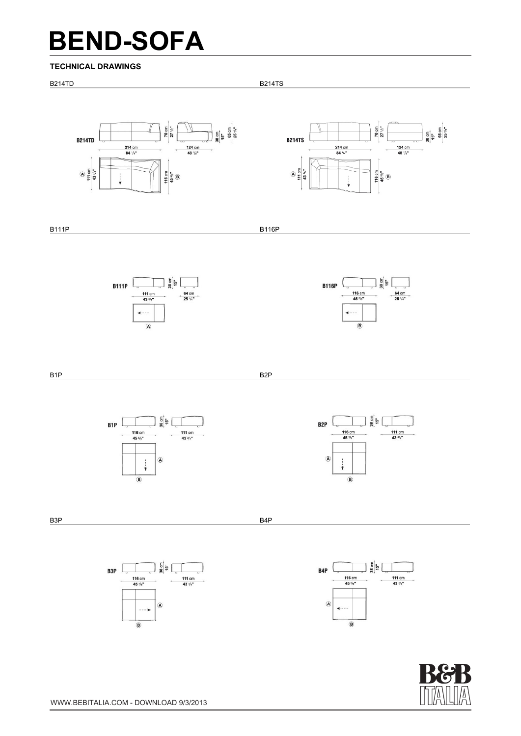# BEND-SOFA

### TECHNICAL DRAWINGS

B214TD

B214TD

70 cm 27 1/2"

38 cm 15"

65 cm 25 5/8"

214 cm 84 1/4"

124 cm 48 7/8"

Ⓐ 111 cm 43 3/4"

116 cm 45 5/8" Ⓑ

B214TS

B214TS

70 cm 27 1/2"

38 cm 15"

65 cm 25 5/8"

214 cm 84 1/4"

124 cm 48 7/8"

Ⓐ 111 cm 43 3/4"

116 cm 45 5/8" Ⓑ

B111P

B111P

38 cm 15"

111 cm 43 3/4"

64 cm 25 1/4"

Ⓐ

B116P

B116P

38 cm 15"

116 cm 45 5/8"

64 cm 25 1/4"

Ⓑ

B1P

B1P

38 cm 15"

116 cm 45 5/8"

111 cm 43 3/4"

Ⓐ

Ⓑ

B2P

B2P

38 cm 15"

116 cm 45 5/8"

111 cm 43 3/4"

Ⓐ

Ⓑ

B3P

B3P

38 cm 15"

116 cm 45 5/8"

111 cm 43 3/4"

Ⓐ

Ⓑ

B4P

B4P

38 cm 15"

116 cm 45 5/8"

111 cm 43 3/4"

Ⓐ

Ⓑ

B&B ITALIA

WWW.BEBITALIA.COM - DOWNLOAD 9/3/2013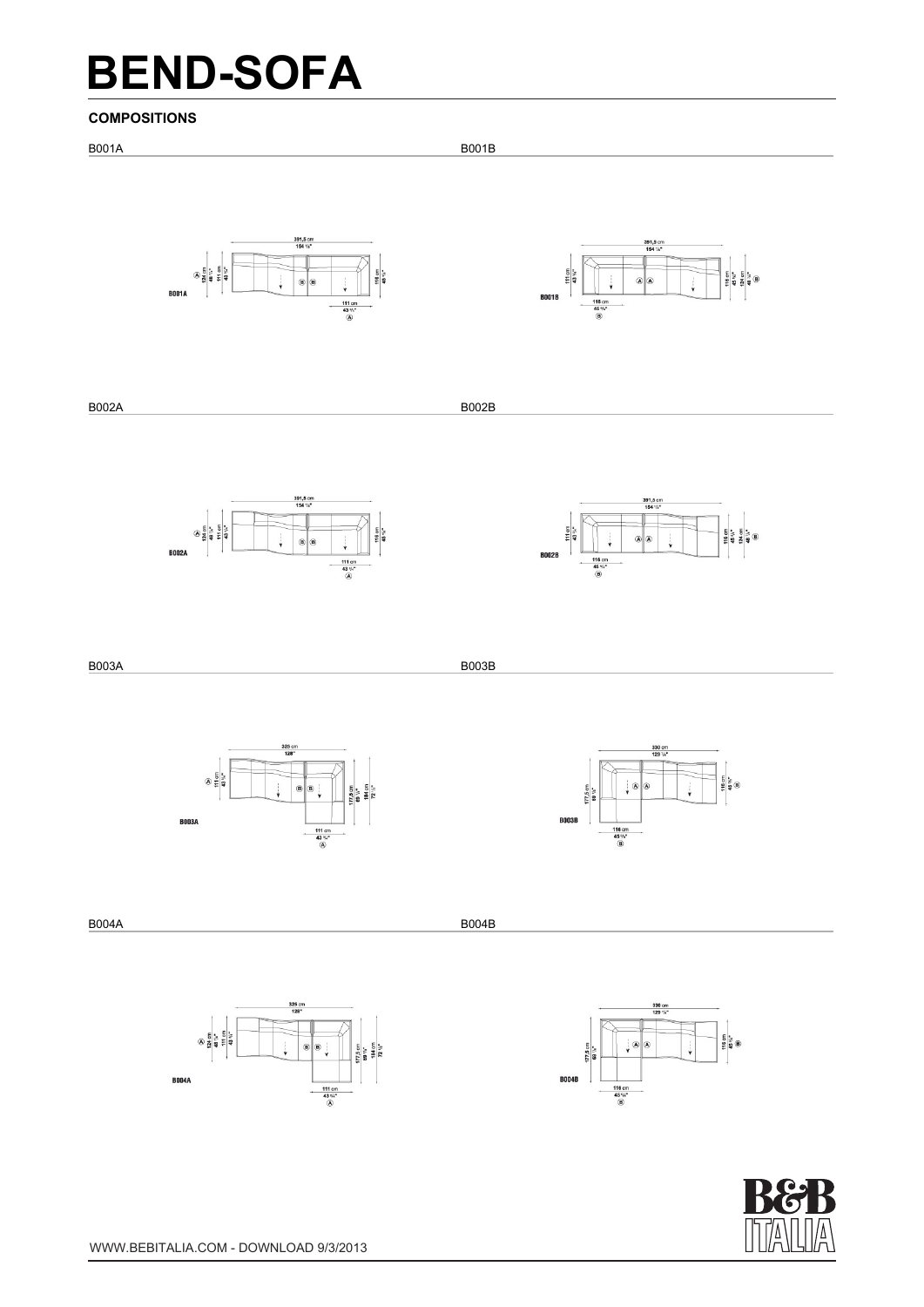# BEND-SOFA

## COMPOSITIONS

B001A

391,5 cm
154 1/8"

Ⓐ 124 cm 48 3/4" 111 cm 43 3/4"

B001A

Ⓑ Ⓑ

116 cm 45 5/8"

111 cm
43 3/4"
Ⓐ

B001B

391,5 cm
154 1/8"

111 cm 43 3/4"

Ⓐ Ⓐ

116 cm 45 5/8" 124 cm 48 3/4" Ⓑ

B001B

116 cm
45 5/8"
Ⓑ

B002A

391,5 cm
154 1/8"

Ⓐ 124 cm 48 3/4" 111 cm 43 3/4"

B002A

Ⓑ Ⓑ

116 cm 45 5/8"

111 cm
43 3/4"
Ⓐ

B002B

391,5 cm
154 1/8"

111 cm 43 3/4"

Ⓐ Ⓐ

116 cm 45 5/8" 124 cm 48 3/4" Ⓑ

B002B

116 cm
45 5/8"
Ⓑ

B003A

325 cm
128"

Ⓐ 111 cm 43 3/4"

Ⓑ Ⓑ

177,5 cm 69 7/8" 184 cm 72 1/2"

B003A

111 cm
43 3/4"
Ⓐ

B003B

330 cm
129 7/8"

177,5 cm 69 7/8"

Ⓐ Ⓐ

116 cm 45 5/8" Ⓑ

B003B

116 cm
45 5/8"
Ⓑ

B004A

325 cm
128"

Ⓐ 124 cm 48 3/4" 111 cm 43 3/4"

Ⓑ Ⓑ

177,5 cm 69 7/8" 184 cm 72 1/2"

B004A

111 cm
43 3/4"
Ⓐ

B004B

330 cm
129 7/8"

177,5 cm 69 7/8"

Ⓐ Ⓐ

116 cm 45 5/8" Ⓑ

B004B

116 cm
45 5/8"
Ⓑ

WWW.BEBITALIA.COM - DOWNLOAD 9/3/2013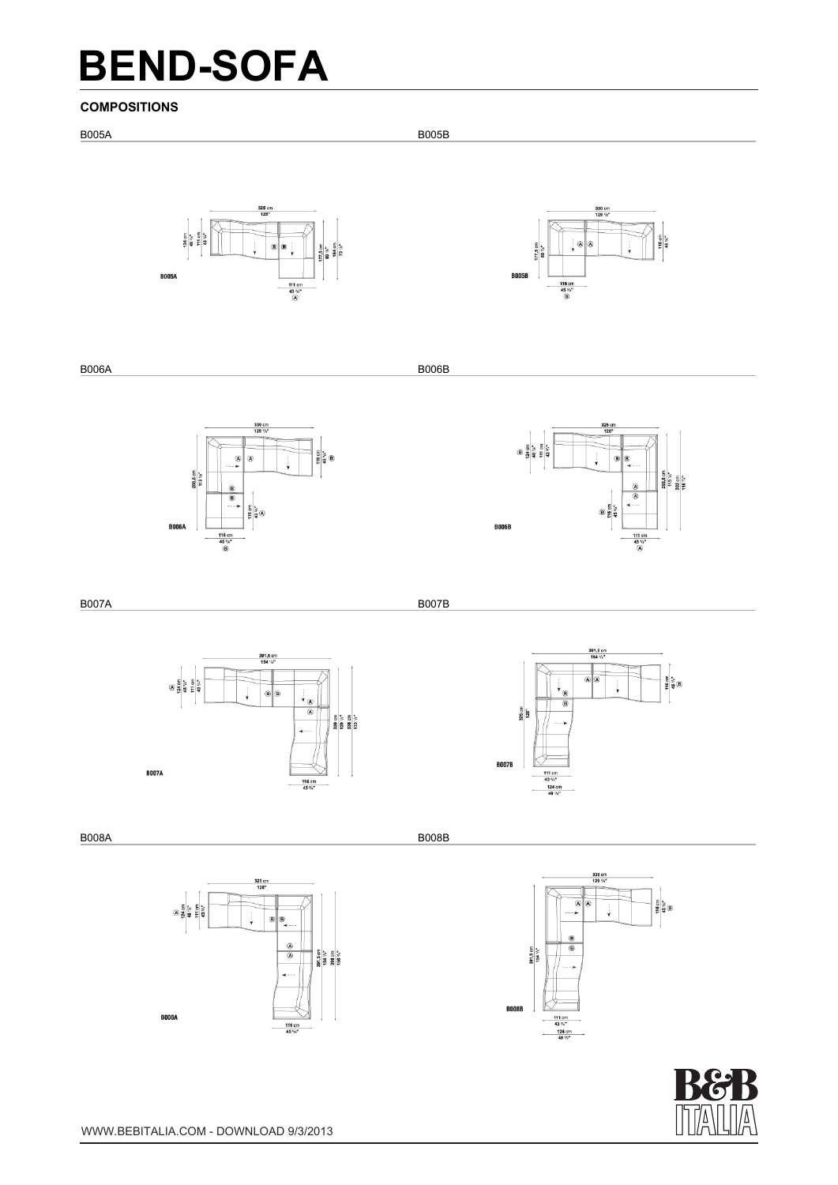# BEND-SOFA

### COMPOSITIONS

B005A

325 cm
128"

124 cm
48 ¾"
111 cm
43 ¾"

177,5 cm
69 ¾"
184 cm
72 ½"

B005A

111 cm
43 ¾"
Ⓐ

B005B

330 cm
129 ¾"

177,5 cm
69 ¾"

116 cm
45 ¾"

B005B

116 cm
45 ¾"
Ⓑ

B006A

330 cm
129 ¾"

116 cm
45 ¾"
Ⓑ

288,5 cm
113 ¾"

111 cm
43 ¾"
Ⓐ

B006A

116 cm
45 ¾"
Ⓑ

B006B

325 cm
128"

Ⓑ
124 cm
48 ¾"
111 cm
43 ¾"

293,5 cm
115 ½"
300 cm
118 ½"

Ⓑ
116 cm
45 ¾"

B006B

111 cm
43 ¾"
Ⓐ

B007A

391,5 cm
154 ¼"

Ⓐ
124 cm
48 ¾"
111 cm
43 ¾"

330 cm
129 ¾"
338 cm
133 ¼"

B007A

116 cm
45 ¾"

B007B

391,5 cm
154 ¼"

116 cm
45 ¾"
Ⓑ

325 cm
128"

B007B

111 cm
43 ¾"
124 cm
48 ¾"

B008A

325 cm
128"

Ⓐ
124 cm
48 ¾"
111 cm
43 ¾"

391,5 cm
154 ¼"
398 cm
156 ¾"

B008A

116 cm
45 ¾"

B008B

330 cm
129 ¾"

116 cm
45 ¾"
Ⓑ

391,5 cm
154 ¼"

B008B

111 cm
43 ¾"
124 cm
48 ¾"

WWW.BEBITALIA.COM - DOWNLOAD 9/3/2013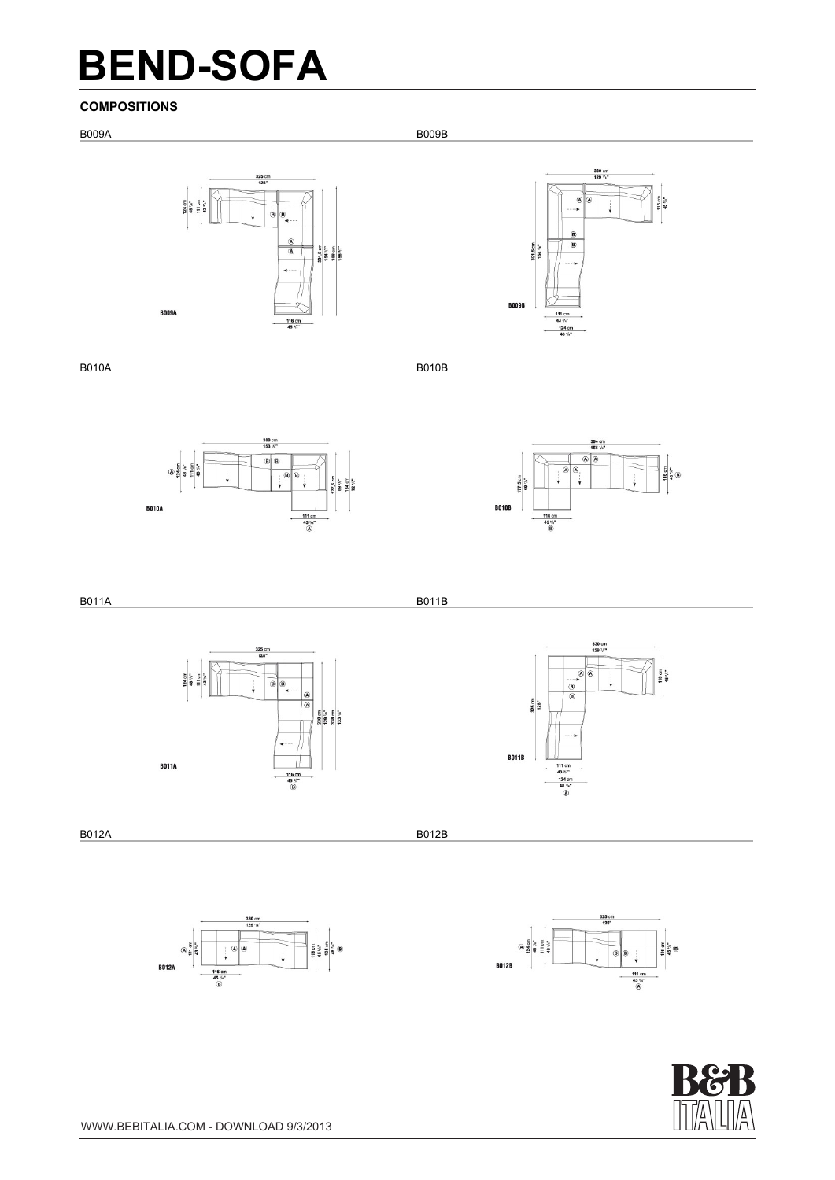# BEND-SOFA

### COMPOSITIONS

B009A

B009B

B010A

B010B

B011A

B011B

B012A

B012B

WWW.BEBITALIA.COM - DOWNLOAD 9/3/2013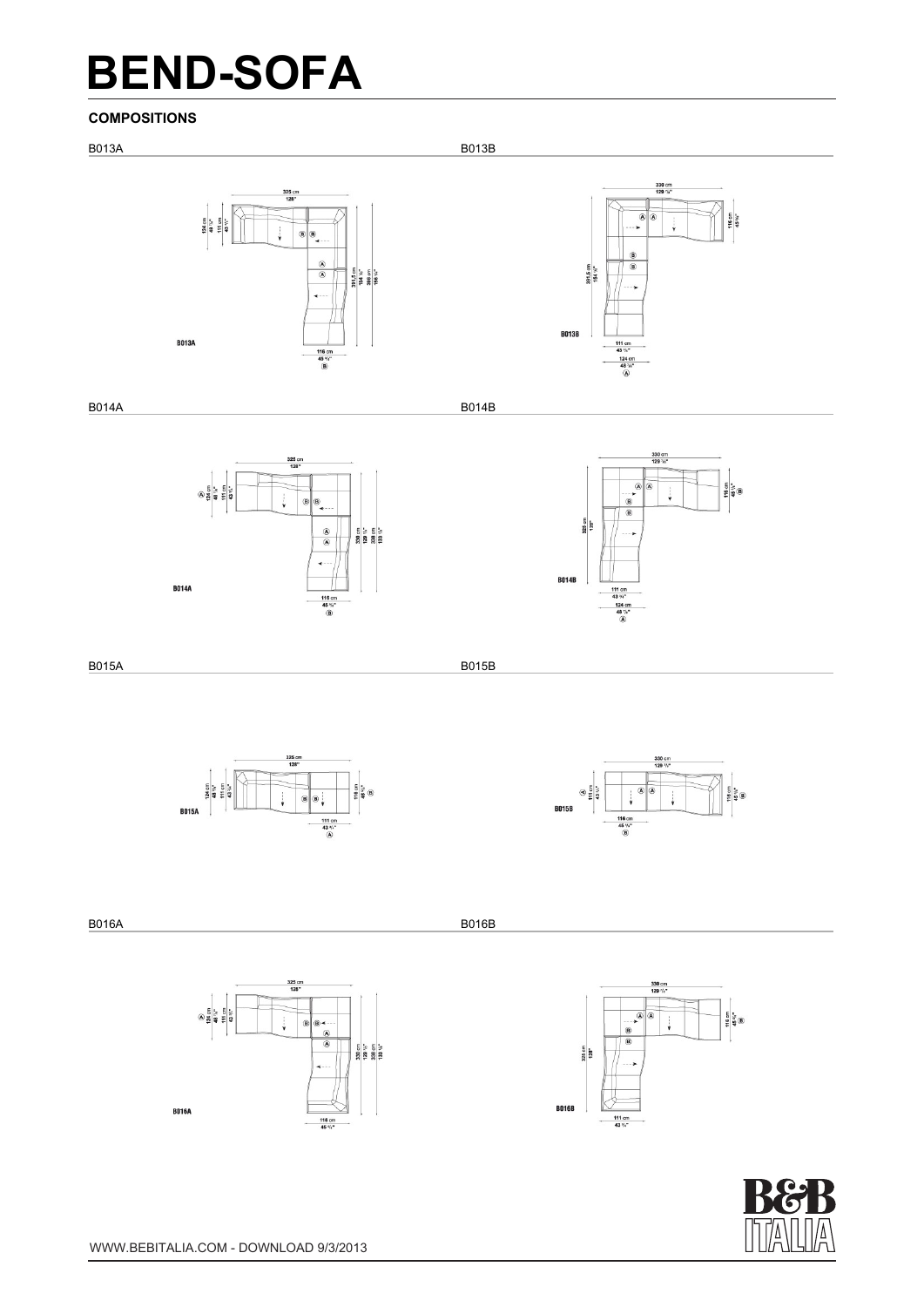# BEND-SOFA

### COMPOSITIONS

B013A

B013B

B014A

B014B

B015A

B015B

B016A

B016B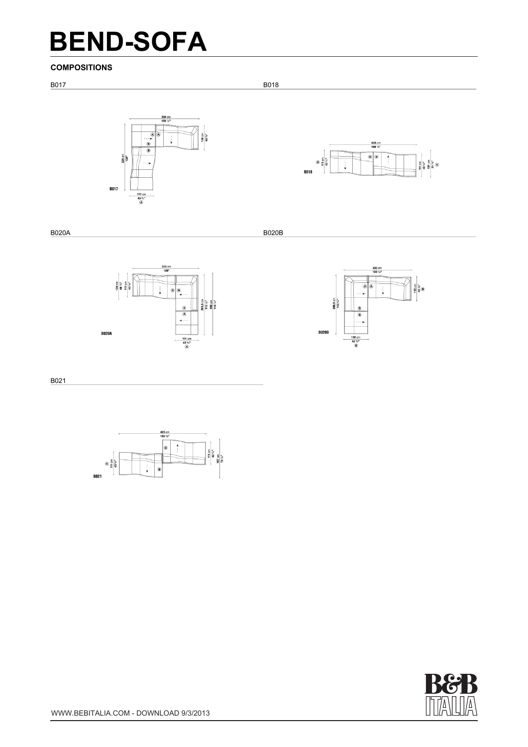# BEND-SOFA

## COMPOSITIONS

B017

330 cm
129 7/8"
116 cm
45 5/8"
325 cm
128"
B017
111 cm
43 3/4"
Ⓐ

B018

428 cm
168 1/2"
Ⓐ
111 cm
43 3/4"
B018
111 cm
43 3/4"
131 cm
51 5/8"
Ⓐ

B020A

335 cm
128"
124 cm
48 7/8"
111 cm
43 3/4"
293,5 cm
115 1/2"
302 cm
118 7/8"
B020A
111 cm
43 3/4"
Ⓐ

B020B

330 cm
129 7/8"
116 cm
45 5/8"
Ⓑ
288,5 cm
113 5/8"
B020B
116 cm
45 5/8"
Ⓑ

B021

428 cm
168 1/2"
Ⓐ
111 cm
43 3/4"
B021
111 cm
43 3/4"
187 cm
73 5/8"

WWW.BEBITALIA.COM - DOWNLOAD 9/3/2013